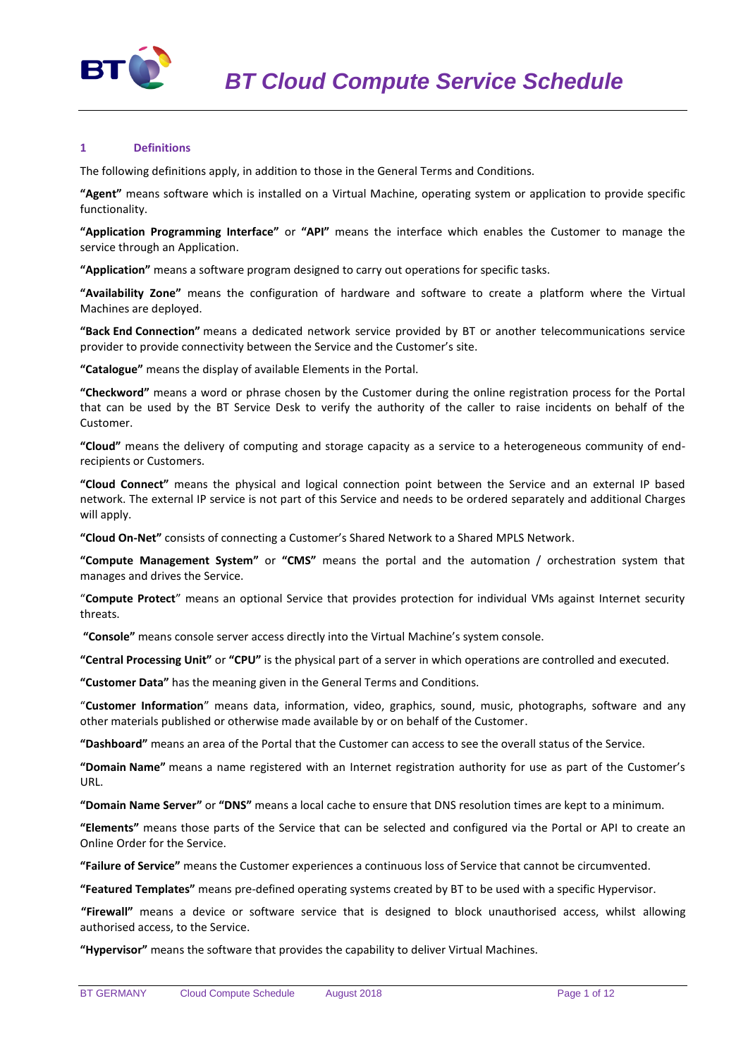# BT Cloud Compute Service Schedule

## 1 Definitions

The following definitions apply, in addition to those in the General Terms and Conditions.

**"Agent"** means software which is installed on a Virtual Machine, operating system or application to provide specific functionality.

**"Application Programming Interface"** or **"API"** means the interface which enables the Customer to manage the service through an Application.

**"Application"** means a software program designed to carry out operations for specific tasks.

**"Availability Zone"** means the configuration of hardware and software to create a platform where the Virtual Machines are deployed.

**"Back End Connection"** means a dedicated network service provided by BT or another telecommunications service provider to provide connectivity between the Service and the Customer's site.

**"Catalogue"** means the display of available Elements in the Portal.

**"Checkword"** means a word or phrase chosen by the Customer during the online registration process for the Portal that can be used by the BT Service Desk to verify the authority of the caller to raise incidents on behalf of the Customer.

**"Cloud"** means the delivery of computing and storage capacity as a service to a heterogeneous community of end-recipients or Customers.

**"Cloud Connect"** means the physical and logical connection point between the Service and an external IP based network. The external IP service is not part of this Service and needs to be ordered separately and additional Charges will apply.

**"Cloud On-Net"** consists of connecting a Customer's Shared Network to a Shared MPLS Network.

**"Compute Management System"** or **"CMS"** means the portal and the automation / orchestration system that manages and drives the Service.

"**Compute Protect**" means an optional Service that provides protection for individual VMs against Internet security threats.

**"Console"** means console server access directly into the Virtual Machine's system console.

**"Central Processing Unit"** or **"CPU"** is the physical part of a server in which operations are controlled and executed.

**"Customer Data"** has the meaning given in the General Terms and Conditions.

"**Customer Information**" means data, information, video, graphics, sound, music, photographs, software and any other materials published or otherwise made available by or on behalf of the Customer.

**"Dashboard"** means an area of the Portal that the Customer can access to see the overall status of the Service.

**"Domain Name"** means a name registered with an Internet registration authority for use as part of the Customer's URL.

**"Domain Name Server"** or **"DNS"** means a local cache to ensure that DNS resolution times are kept to a minimum.

**"Elements"** means those parts of the Service that can be selected and configured via the Portal or API to create an Online Order for the Service.

**"Failure of Service"** means the Customer experiences a continuous loss of Service that cannot be circumvented.

**"Featured Templates"** means pre-defined operating systems created by BT to be used with a specific Hypervisor.

**"Firewall"** means a device or software service that is designed to block unauthorised access, whilst allowing authorised access, to the Service.

**"Hypervisor"** means the software that provides the capability to deliver Virtual Machines.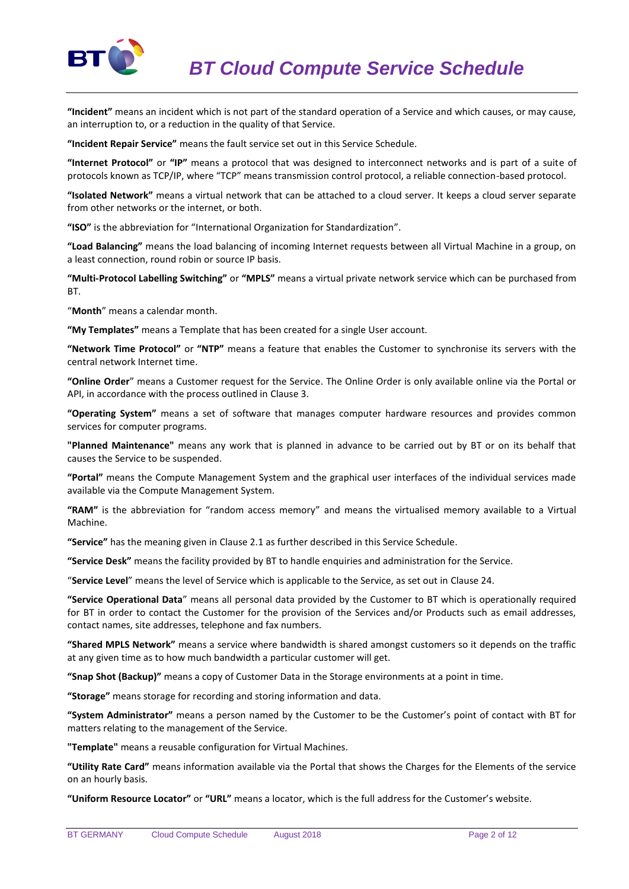**"Incident"** means an incident which is not part of the standard operation of a Service and which causes, or may cause, an interruption to, or a reduction in the quality of that Service.

**"Incident Repair Service"** means the fault service set out in this Service Schedule.

**"Internet Protocol"** or **"IP"** means a protocol that was designed to interconnect networks and is part of a suite of protocols known as TCP/IP, where "TCP" means transmission control protocol, a reliable connection-based protocol.

**"Isolated Network"** means a virtual network that can be attached to a cloud server. It keeps a cloud server separate from other networks or the internet, or both.

**"ISO"** is the abbreviation for "International Organization for Standardization".

**"Load Balancing"** means the load balancing of incoming Internet requests between all Virtual Machine in a group, on a least connection, round robin or source IP basis.

**"Multi-Protocol Labelling Switching"** or **"MPLS"** means a virtual private network service which can be purchased from BT.

"**Month**" means a calendar month.

**"My Templates"** means a Template that has been created for a single User account.

**"Network Time Protocol"** or **"NTP"** means a feature that enables the Customer to synchronise its servers with the central network Internet time.

**"Online Order**" means a Customer request for the Service. The Online Order is only available online via the Portal or API, in accordance with the process outlined in Clause 3.

**"Operating System"** means a set of software that manages computer hardware resources and provides common services for computer programs.

**"Planned Maintenance"** means any work that is planned in advance to be carried out by BT or on its behalf that causes the Service to be suspended.

**"Portal"** means the Compute Management System and the graphical user interfaces of the individual services made available via the Compute Management System.

**"RAM"** is the abbreviation for "random access memory" and means the virtualised memory available to a Virtual Machine.

**"Service"** has the meaning given in Clause 2.1 as further described in this Service Schedule.

**"Service Desk"** means the facility provided by BT to handle enquiries and administration for the Service.

"**Service Level**" means the level of Service which is applicable to the Service, as set out in Clause 24.

**"Service Operational Data**" means all personal data provided by the Customer to BT which is operationally required for BT in order to contact the Customer for the provision of the Services and/or Products such as email addresses, contact names, site addresses, telephone and fax numbers.

**"Shared MPLS Network"** means a service where bandwidth is shared amongst customers so it depends on the traffic at any given time as to how much bandwidth a particular customer will get.

**"Snap Shot (Backup)"** means a copy of Customer Data in the Storage environments at a point in time.

**"Storage"** means storage for recording and storing information and data.

**"System Administrator"** means a person named by the Customer to be the Customer's point of contact with BT for matters relating to the management of the Service.

**"Template"** means a reusable configuration for Virtual Machines.

**"Utility Rate Card"** means information available via the Portal that shows the Charges for the Elements of the service on an hourly basis.

**"Uniform Resource Locator"** or **"URL"** means a locator, which is the full address for the Customer's website.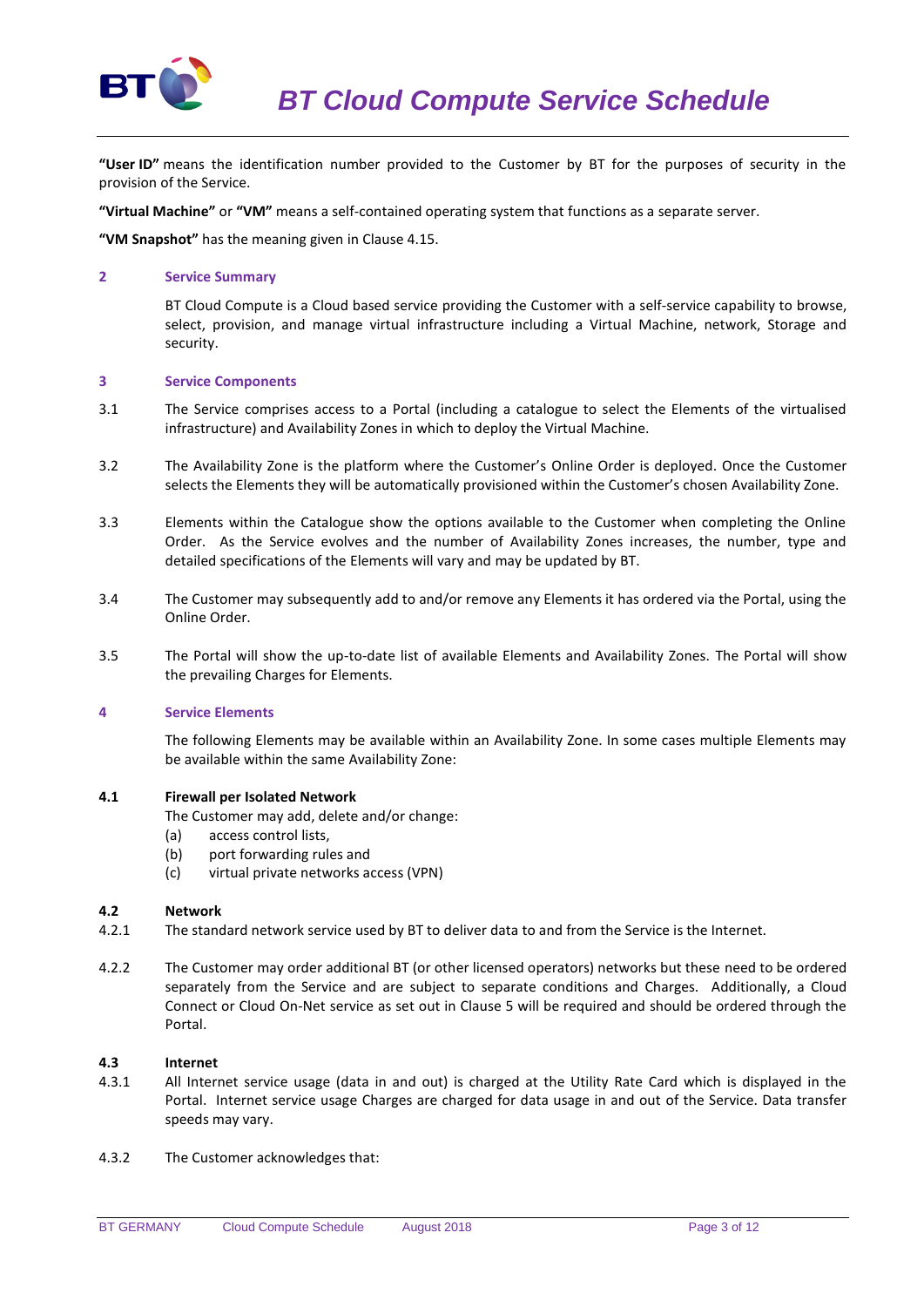**"User ID"** means the identification number provided to the Customer by BT for the purposes of security in the provision of the Service.

**"Virtual Machine"** or **"VM"** means a self-contained operating system that functions as a separate server.

**"VM Snapshot"** has the meaning given in Clause 4.15.

## 2 Service Summary

BT Cloud Compute is a Cloud based service providing the Customer with a self-service capability to browse, select, provision, and manage virtual infrastructure including a Virtual Machine, network, Storage and security.

## 3 Service Components

3.1 The Service comprises access to a Portal (including a catalogue to select the Elements of the virtualised infrastructure) and Availability Zones in which to deploy the Virtual Machine.

3.2 The Availability Zone is the platform where the Customer's Online Order is deployed. Once the Customer selects the Elements they will be automatically provisioned within the Customer's chosen Availability Zone.

3.3 Elements within the Catalogue show the options available to the Customer when completing the Online Order. As the Service evolves and the number of Availability Zones increases, the number, type and detailed specifications of the Elements will vary and may be updated by BT.

3.4 The Customer may subsequently add to and/or remove any Elements it has ordered via the Portal, using the Online Order.

3.5 The Portal will show the up-to-date list of available Elements and Availability Zones. The Portal will show the prevailing Charges for Elements.

## 4 Service Elements

The following Elements may be available within an Availability Zone. In some cases multiple Elements may be available within the same Availability Zone:

### 4.1 Firewall per Isolated Network

The Customer may add, delete and/or change:

(a) access control lists,

(b) port forwarding rules and

(c) virtual private networks access (VPN)

### 4.2 Network

4.2.1 The standard network service used by BT to deliver data to and from the Service is the Internet.

4.2.2 The Customer may order additional BT (or other licensed operators) networks but these need to be ordered separately from the Service and are subject to separate conditions and Charges. Additionally, a Cloud Connect or Cloud On-Net service as set out in Clause 5 will be required and should be ordered through the Portal.

### 4.3 Internet

4.3.1 All Internet service usage (data in and out) is charged at the Utility Rate Card which is displayed in the Portal. Internet service usage Charges are charged for data usage in and out of the Service. Data transfer speeds may vary.

4.3.2 The Customer acknowledges that: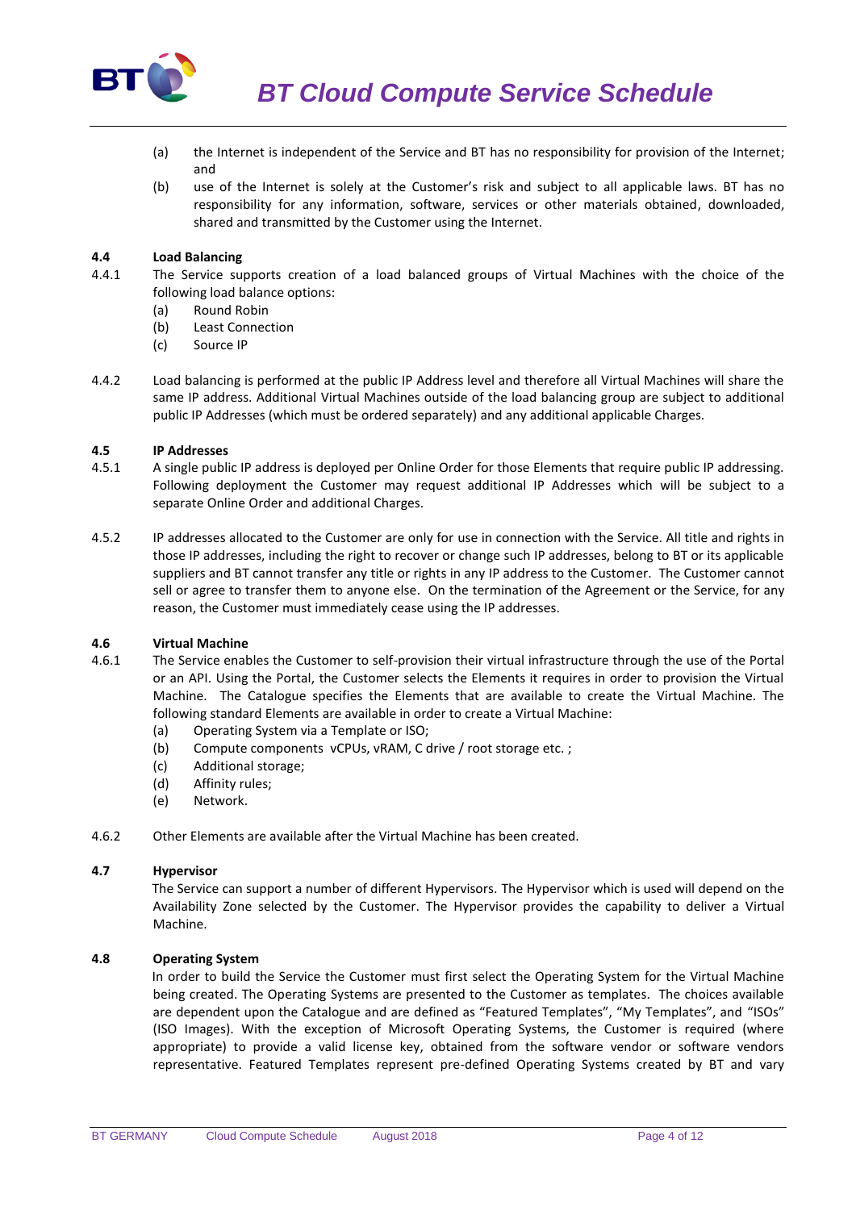(a) the Internet is independent of the Service and BT has no responsibility for provision of the Internet; and

(b) use of the Internet is solely at the Customer's risk and subject to all applicable laws. BT has no responsibility for any information, software, services or other materials obtained, downloaded, shared and transmitted by the Customer using the Internet.

**4.4 Load Balancing**

4.4.1 The Service supports creation of a load balanced groups of Virtual Machines with the choice of the following load balance options:

(a) Round Robin
(b) Least Connection
(c) Source IP

4.4.2 Load balancing is performed at the public IP Address level and therefore all Virtual Machines will share the same IP address. Additional Virtual Machines outside of the load balancing group are subject to additional public IP Addresses (which must be ordered separately) and any additional applicable Charges.

**4.5 IP Addresses**

4.5.1 A single public IP address is deployed per Online Order for those Elements that require public IP addressing. Following deployment the Customer may request additional IP Addresses which will be subject to a separate Online Order and additional Charges.

4.5.2 IP addresses allocated to the Customer are only for use in connection with the Service. All title and rights in those IP addresses, including the right to recover or change such IP addresses, belong to BT or its applicable suppliers and BT cannot transfer any title or rights in any IP address to the Customer. The Customer cannot sell or agree to transfer them to anyone else. On the termination of the Agreement or the Service, for any reason, the Customer must immediately cease using the IP addresses.

**4.6 Virtual Machine**

4.6.1 The Service enables the Customer to self-provision their virtual infrastructure through the use of the Portal or an API. Using the Portal, the Customer selects the Elements it requires in order to provision the Virtual Machine. The Catalogue specifies the Elements that are available to create the Virtual Machine. The following standard Elements are available in order to create a Virtual Machine:

(a) Operating System via a Template or ISO;
(b) Compute components vCPUs, vRAM, C drive / root storage etc. ;
(c) Additional storage;
(d) Affinity rules;
(e) Network.

4.6.2 Other Elements are available after the Virtual Machine has been created.

**4.7 Hypervisor**

The Service can support a number of different Hypervisors. The Hypervisor which is used will depend on the Availability Zone selected by the Customer. The Hypervisor provides the capability to deliver a Virtual Machine.

**4.8 Operating System**

In order to build the Service the Customer must first select the Operating System for the Virtual Machine being created. The Operating Systems are presented to the Customer as templates. The choices available are dependent upon the Catalogue and are defined as "Featured Templates", "My Templates", and "ISOs" (ISO Images). With the exception of Microsoft Operating Systems, the Customer is required (where appropriate) to provide a valid license key, obtained from the software vendor or software vendors representative. Featured Templates represent pre-defined Operating Systems created by BT and vary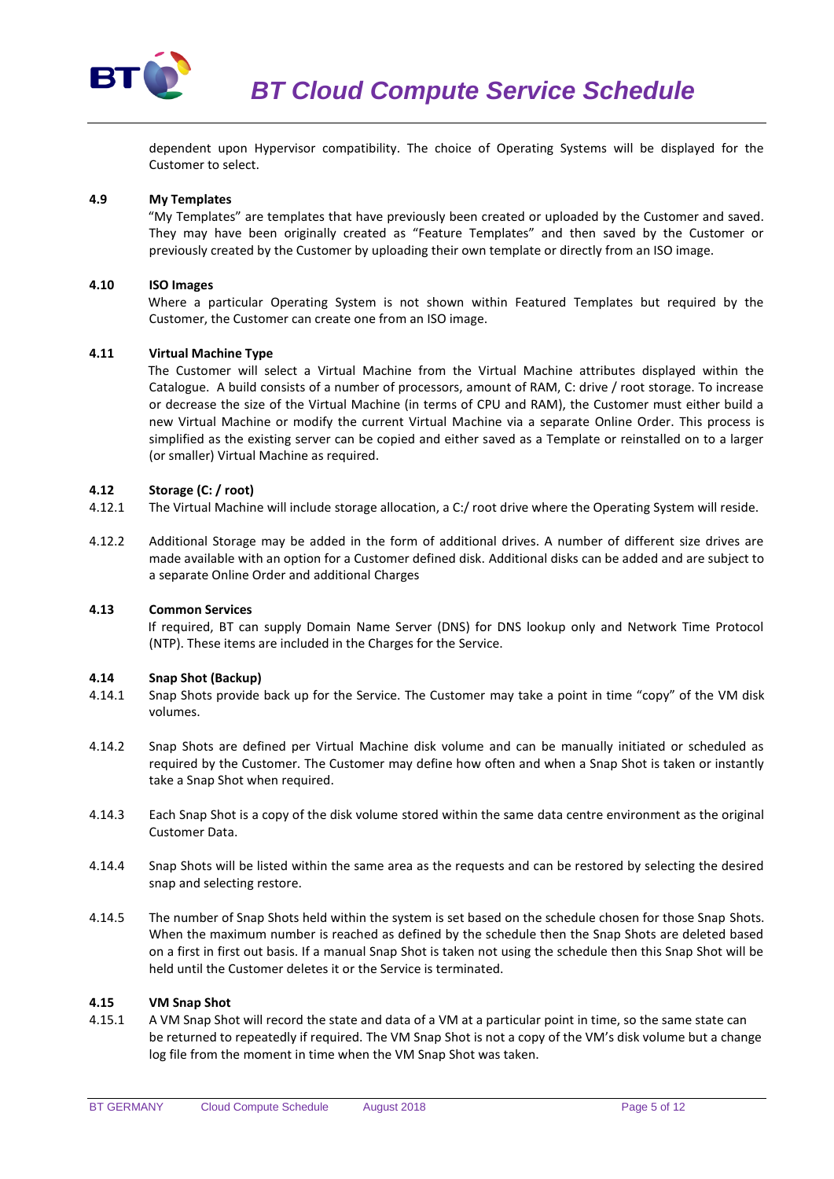dependent upon Hypervisor compatibility. The choice of Operating Systems will be displayed for the Customer to select.

### 4.9 My Templates

"My Templates" are templates that have previously been created or uploaded by the Customer and saved. They may have been originally created as "Feature Templates" and then saved by the Customer or previously created by the Customer by uploading their own template or directly from an ISO image.

### 4.10 ISO Images

Where a particular Operating System is not shown within Featured Templates but required by the Customer, the Customer can create one from an ISO image.

### 4.11 Virtual Machine Type

The Customer will select a Virtual Machine from the Virtual Machine attributes displayed within the Catalogue. A build consists of a number of processors, amount of RAM, C: drive / root storage. To increase or decrease the size of the Virtual Machine (in terms of CPU and RAM), the Customer must either build a new Virtual Machine or modify the current Virtual Machine via a separate Online Order. This process is simplified as the existing server can be copied and either saved as a Template or reinstalled on to a larger (or smaller) Virtual Machine as required.

### 4.12 Storage (C: / root)

4.12.1 The Virtual Machine will include storage allocation, a C:/ root drive where the Operating System will reside.

4.12.2 Additional Storage may be added in the form of additional drives. A number of different size drives are made available with an option for a Customer defined disk. Additional disks can be added and are subject to a separate Online Order and additional Charges

### 4.13 Common Services

If required, BT can supply Domain Name Server (DNS) for DNS lookup only and Network Time Protocol (NTP). These items are included in the Charges for the Service.

### 4.14 Snap Shot (Backup)

4.14.1 Snap Shots provide back up for the Service. The Customer may take a point in time "copy" of the VM disk volumes.

4.14.2 Snap Shots are defined per Virtual Machine disk volume and can be manually initiated or scheduled as required by the Customer. The Customer may define how often and when a Snap Shot is taken or instantly take a Snap Shot when required.

4.14.3 Each Snap Shot is a copy of the disk volume stored within the same data centre environment as the original Customer Data.

4.14.4 Snap Shots will be listed within the same area as the requests and can be restored by selecting the desired snap and selecting restore.

4.14.5 The number of Snap Shots held within the system is set based on the schedule chosen for those Snap Shots. When the maximum number is reached as defined by the schedule then the Snap Shots are deleted based on a first in first out basis. If a manual Snap Shot is taken not using the schedule then this Snap Shot will be held until the Customer deletes it or the Service is terminated.

### 4.15 VM Snap Shot

4.15.1 A VM Snap Shot will record the state and data of a VM at a particular point in time, so the same state can be returned to repeatedly if required. The VM Snap Shot is not a copy of the VM's disk volume but a change log file from the moment in time when the VM Snap Shot was taken.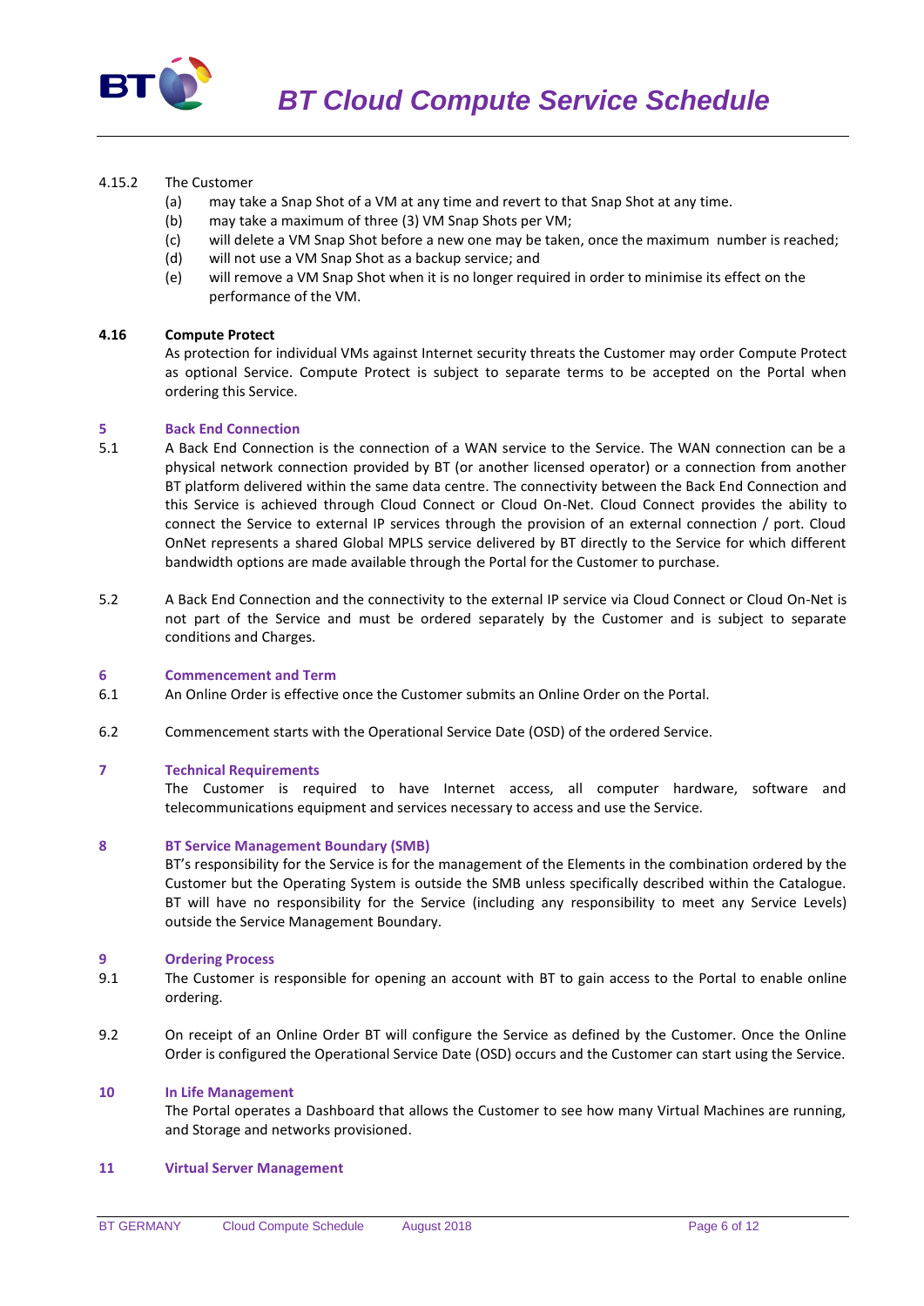4.15.2 The Customer

(a) may take a Snap Shot of a VM at any time and revert to that Snap Shot at any time.
(b) may take a maximum of three (3) VM Snap Shots per VM;
(c) will delete a VM Snap Shot before a new one may be taken, once the maximum number is reached;
(d) will not use a VM Snap Shot as a backup service; and
(e) will remove a VM Snap Shot when it is no longer required in order to minimise its effect on the performance of the VM.

**4.16 Compute Protect**

As protection for individual VMs against Internet security threats the Customer may order Compute Protect as optional Service. Compute Protect is subject to separate terms to be accepted on the Portal when ordering this Service.

## 5 Back End Connection

5.1 A Back End Connection is the connection of a WAN service to the Service. The WAN connection can be a physical network connection provided by BT (or another licensed operator) or a connection from another BT platform delivered within the same data centre. The connectivity between the Back End Connection and this Service is achieved through Cloud Connect or Cloud On-Net. Cloud Connect provides the ability to connect the Service to external IP services through the provision of an external connection / port. Cloud OnNet represents a shared Global MPLS service delivered by BT directly to the Service for which different bandwidth options are made available through the Portal for the Customer to purchase.

5.2 A Back End Connection and the connectivity to the external IP service via Cloud Connect or Cloud On-Net is not part of the Service and must be ordered separately by the Customer and is subject to separate conditions and Charges.

## 6 Commencement and Term

6.1 An Online Order is effective once the Customer submits an Online Order on the Portal.

6.2 Commencement starts with the Operational Service Date (OSD) of the ordered Service.

## 7 Technical Requirements

The Customer is required to have Internet access, all computer hardware, software and telecommunications equipment and services necessary to access and use the Service.

## 8 BT Service Management Boundary (SMB)

BT's responsibility for the Service is for the management of the Elements in the combination ordered by the Customer but the Operating System is outside the SMB unless specifically described within the Catalogue. BT will have no responsibility for the Service (including any responsibility to meet any Service Levels) outside the Service Management Boundary.

## 9 Ordering Process

9.1 The Customer is responsible for opening an account with BT to gain access to the Portal to enable online ordering.

9.2 On receipt of an Online Order BT will configure the Service as defined by the Customer. Once the Online Order is configured the Operational Service Date (OSD) occurs and the Customer can start using the Service.

## 10 In Life Management

The Portal operates a Dashboard that allows the Customer to see how many Virtual Machines are running, and Storage and networks provisioned.

## 11 Virtual Server Management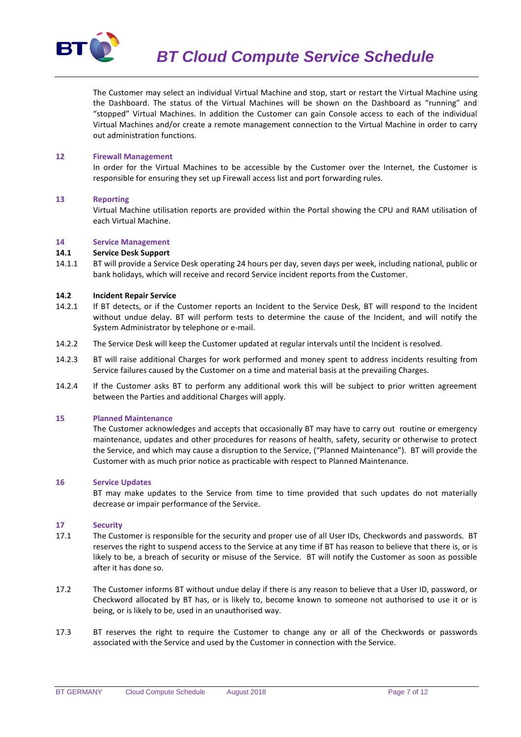The Customer may select an individual Virtual Machine and stop, start or restart the Virtual Machine using the Dashboard. The status of the Virtual Machines will be shown on the Dashboard as "running" and "stopped" Virtual Machines. In addition the Customer can gain Console access to each of the individual Virtual Machines and/or create a remote management connection to the Virtual Machine in order to carry out administration functions.

## 12 Firewall Management

In order for the Virtual Machines to be accessible by the Customer over the Internet, the Customer is responsible for ensuring they set up Firewall access list and port forwarding rules.

## 13 Reporting

Virtual Machine utilisation reports are provided within the Portal showing the CPU and RAM utilisation of each Virtual Machine.

## 14 Service Management

### 14.1 Service Desk Support

14.1.1 BT will provide a Service Desk operating 24 hours per day, seven days per week, including national, public or bank holidays, which will receive and record Service incident reports from the Customer.

### 14.2 Incident Repair Service

14.2.1 If BT detects, or if the Customer reports an Incident to the Service Desk, BT will respond to the Incident without undue delay. BT will perform tests to determine the cause of the Incident, and will notify the System Administrator by telephone or e-mail.

14.2.2 The Service Desk will keep the Customer updated at regular intervals until the Incident is resolved.

14.2.3 BT will raise additional Charges for work performed and money spent to address incidents resulting from Service failures caused by the Customer on a time and material basis at the prevailing Charges.

14.2.4 If the Customer asks BT to perform any additional work this will be subject to prior written agreement between the Parties and additional Charges will apply.

## 15 Planned Maintenance

The Customer acknowledges and accepts that occasionally BT may have to carry out routine or emergency maintenance, updates and other procedures for reasons of health, safety, security or otherwise to protect the Service, and which may cause a disruption to the Service, ("Planned Maintenance"). BT will provide the Customer with as much prior notice as practicable with respect to Planned Maintenance.

## 16 Service Updates

BT may make updates to the Service from time to time provided that such updates do not materially decrease or impair performance of the Service.

## 17 Security

17.1 The Customer is responsible for the security and proper use of all User IDs, Checkwords and passwords. BT reserves the right to suspend access to the Service at any time if BT has reason to believe that there is, or is likely to be, a breach of security or misuse of the Service. BT will notify the Customer as soon as possible after it has done so.

17.2 The Customer informs BT without undue delay if there is any reason to believe that a User ID, password, or Checkword allocated by BT has, or is likely to, become known to someone not authorised to use it or is being, or is likely to be, used in an unauthorised way.

17.3 BT reserves the right to require the Customer to change any or all of the Checkwords or passwords associated with the Service and used by the Customer in connection with the Service.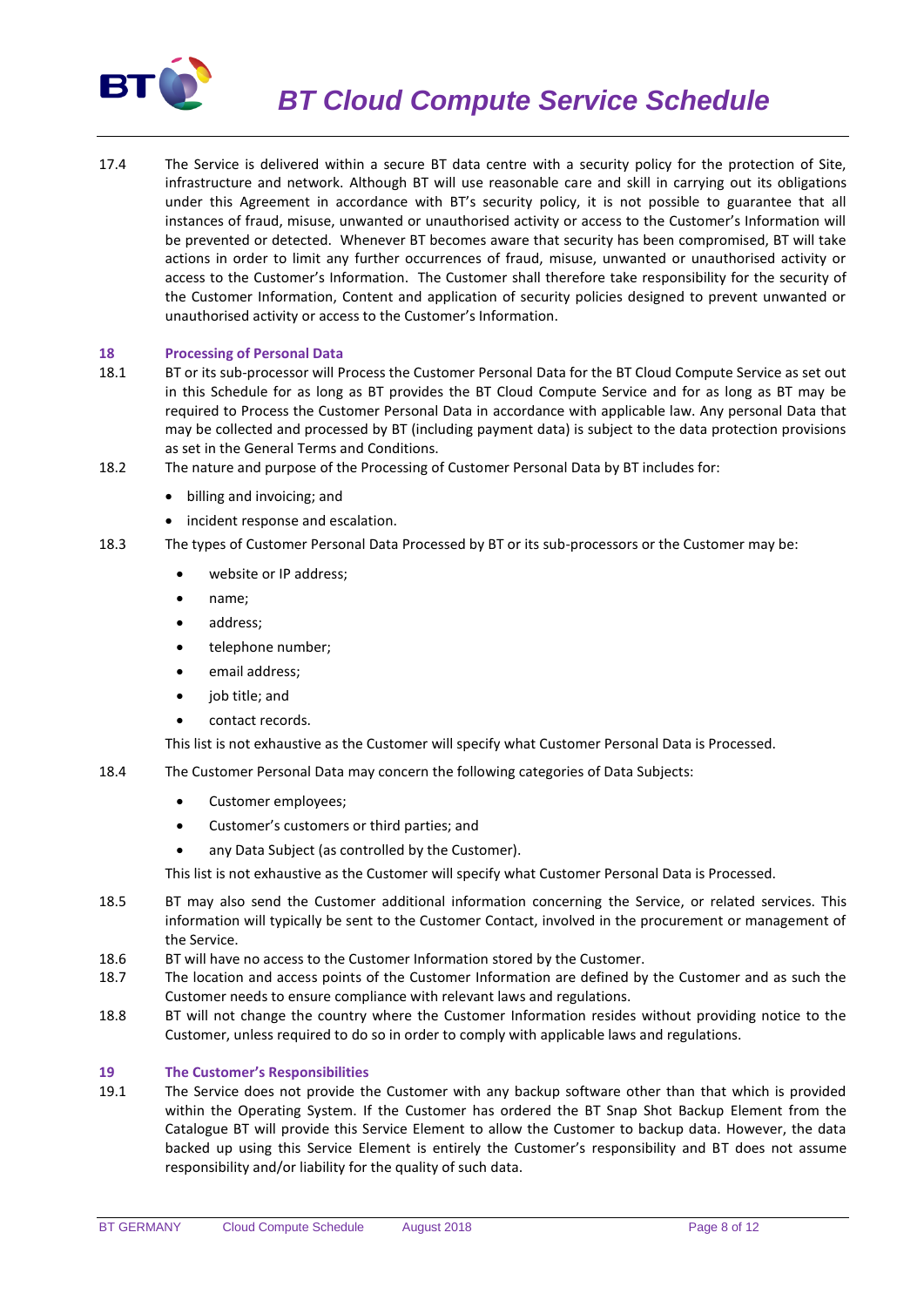17.4 The Service is delivered within a secure BT data centre with a security policy for the protection of Site, infrastructure and network. Although BT will use reasonable care and skill in carrying out its obligations under this Agreement in accordance with BT's security policy, it is not possible to guarantee that all instances of fraud, misuse, unwanted or unauthorised activity or access to the Customer's Information will be prevented or detected. Whenever BT becomes aware that security has been compromised, BT will take actions in order to limit any further occurrences of fraud, misuse, unwanted or unauthorised activity or access to the Customer's Information. The Customer shall therefore take responsibility for the security of the Customer Information, Content and application of security policies designed to prevent unwanted or unauthorised activity or access to the Customer's Information.

## 18 Processing of Personal Data

18.1 BT or its sub-processor will Process the Customer Personal Data for the BT Cloud Compute Service as set out in this Schedule for as long as BT provides the BT Cloud Compute Service and for as long as BT may be required to Process the Customer Personal Data in accordance with applicable law. Any personal Data that may be collected and processed by BT (including payment data) is subject to the data protection provisions as set in the General Terms and Conditions.

18.2 The nature and purpose of the Processing of Customer Personal Data by BT includes for:

- billing and invoicing; and
- incident response and escalation.

18.3 The types of Customer Personal Data Processed by BT or its sub-processors or the Customer may be:

- website or IP address;
- name;
- address;
- telephone number;
- email address;
- job title; and
- contact records.

This list is not exhaustive as the Customer will specify what Customer Personal Data is Processed.

18.4 The Customer Personal Data may concern the following categories of Data Subjects:

- Customer employees;
- Customer's customers or third parties; and
- any Data Subject (as controlled by the Customer).

This list is not exhaustive as the Customer will specify what Customer Personal Data is Processed.

18.5 BT may also send the Customer additional information concerning the Service, or related services. This information will typically be sent to the Customer Contact, involved in the procurement or management of the Service.

18.6 BT will have no access to the Customer Information stored by the Customer.

18.7 The location and access points of the Customer Information are defined by the Customer and as such the Customer needs to ensure compliance with relevant laws and regulations.

18.8 BT will not change the country where the Customer Information resides without providing notice to the Customer, unless required to do so in order to comply with applicable laws and regulations.

## 19 The Customer's Responsibilities

19.1 The Service does not provide the Customer with any backup software other than that which is provided within the Operating System. If the Customer has ordered the BT Snap Shot Backup Element from the Catalogue BT will provide this Service Element to allow the Customer to backup data. However, the data backed up using this Service Element is entirely the Customer's responsibility and BT does not assume responsibility and/or liability for the quality of such data.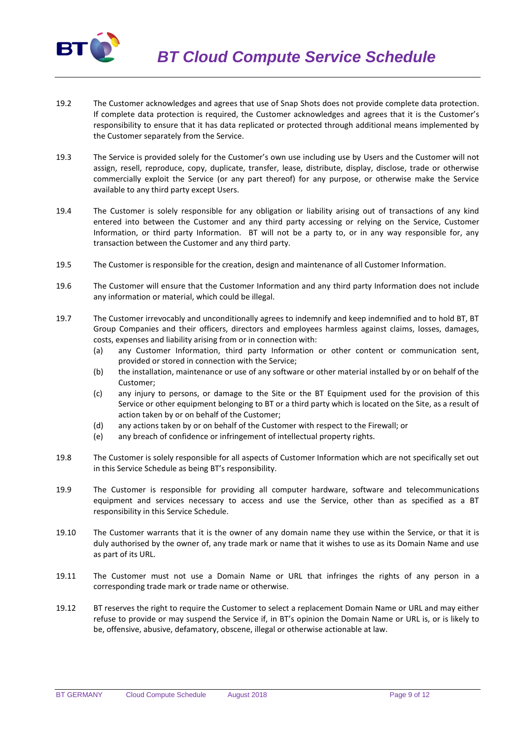19.2 The Customer acknowledges and agrees that use of Snap Shots does not provide complete data protection. If complete data protection is required, the Customer acknowledges and agrees that it is the Customer's responsibility to ensure that it has data replicated or protected through additional means implemented by the Customer separately from the Service.

19.3 The Service is provided solely for the Customer's own use including use by Users and the Customer will not assign, resell, reproduce, copy, duplicate, transfer, lease, distribute, display, disclose, trade or otherwise commercially exploit the Service (or any part thereof) for any purpose, or otherwise make the Service available to any third party except Users.

19.4 The Customer is solely responsible for any obligation or liability arising out of transactions of any kind entered into between the Customer and any third party accessing or relying on the Service, Customer Information, or third party Information. BT will not be a party to, or in any way responsible for, any transaction between the Customer and any third party.

19.5 The Customer is responsible for the creation, design and maintenance of all Customer Information.

19.6 The Customer will ensure that the Customer Information and any third party Information does not include any information or material, which could be illegal.

19.7 The Customer irrevocably and unconditionally agrees to indemnify and keep indemnified and to hold BT, BT Group Companies and their officers, directors and employees harmless against claims, losses, damages, costs, expenses and liability arising from or in connection with:

(a) any Customer Information, third party Information or other content or communication sent, provided or stored in connection with the Service;

(b) the installation, maintenance or use of any software or other material installed by or on behalf of the Customer;

(c) any injury to persons, or damage to the Site or the BT Equipment used for the provision of this Service or other equipment belonging to BT or a third party which is located on the Site, as a result of action taken by or on behalf of the Customer;

(d) any actions taken by or on behalf of the Customer with respect to the Firewall; or

(e) any breach of confidence or infringement of intellectual property rights.

19.8 The Customer is solely responsible for all aspects of Customer Information which are not specifically set out in this Service Schedule as being BT's responsibility.

19.9 The Customer is responsible for providing all computer hardware, software and telecommunications equipment and services necessary to access and use the Service, other than as specified as a BT responsibility in this Service Schedule.

19.10 The Customer warrants that it is the owner of any domain name they use within the Service, or that it is duly authorised by the owner of, any trade mark or name that it wishes to use as its Domain Name and use as part of its URL.

19.11 The Customer must not use a Domain Name or URL that infringes the rights of any person in a corresponding trade mark or trade name or otherwise.

19.12 BT reserves the right to require the Customer to select a replacement Domain Name or URL and may either refuse to provide or may suspend the Service if, in BT's opinion the Domain Name or URL is, or is likely to be, offensive, abusive, defamatory, obscene, illegal or otherwise actionable at law.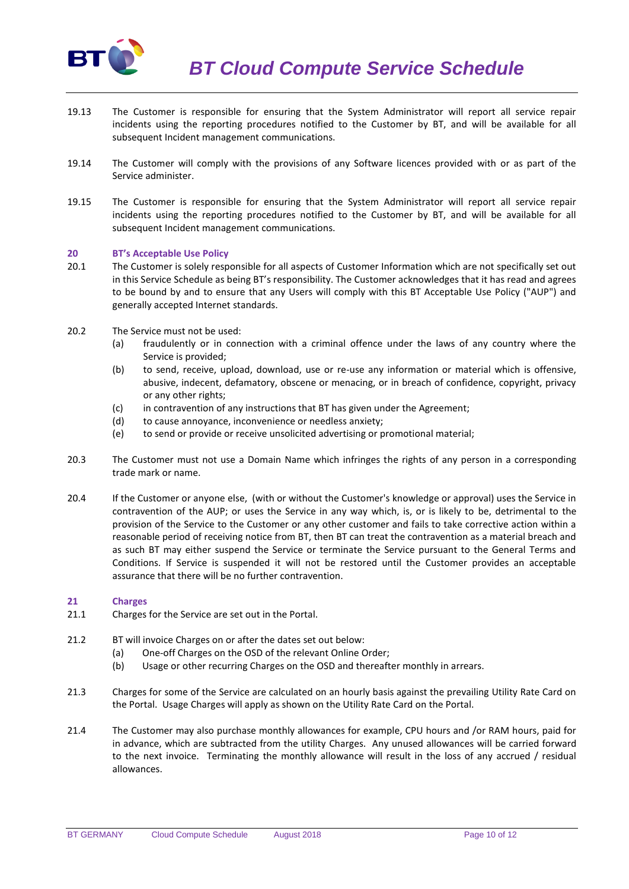19.13 The Customer is responsible for ensuring that the System Administrator will report all service repair incidents using the reporting procedures notified to the Customer by BT, and will be available for all subsequent Incident management communications.

19.14 The Customer will comply with the provisions of any Software licences provided with or as part of the Service administer.

19.15 The Customer is responsible for ensuring that the System Administrator will report all service repair incidents using the reporting procedures notified to the Customer by BT, and will be available for all subsequent Incident management communications.

## 20 BT's Acceptable Use Policy

20.1 The Customer is solely responsible for all aspects of Customer Information which are not specifically set out in this Service Schedule as being BT's responsibility. The Customer acknowledges that it has read and agrees to be bound by and to ensure that any Users will comply with this BT Acceptable Use Policy ("AUP") and generally accepted Internet standards.

20.2 The Service must not be used:

- (a) fraudulently or in connection with a criminal offence under the laws of any country where the Service is provided;
- (b) to send, receive, upload, download, use or re-use any information or material which is offensive, abusive, indecent, defamatory, obscene or menacing, or in breach of confidence, copyright, privacy or any other rights;
- (c) in contravention of any instructions that BT has given under the Agreement;
- (d) to cause annoyance, inconvenience or needless anxiety;
- (e) to send or provide or receive unsolicited advertising or promotional material;

20.3 The Customer must not use a Domain Name which infringes the rights of any person in a corresponding trade mark or name.

20.4 If the Customer or anyone else, (with or without the Customer's knowledge or approval) uses the Service in contravention of the AUP; or uses the Service in any way which, is, or is likely to be, detrimental to the provision of the Service to the Customer or any other customer and fails to take corrective action within a reasonable period of receiving notice from BT, then BT can treat the contravention as a material breach and as such BT may either suspend the Service or terminate the Service pursuant to the General Terms and Conditions. If Service is suspended it will not be restored until the Customer provides an acceptable assurance that there will be no further contravention.

## 21 Charges

21.1 Charges for the Service are set out in the Portal.

21.2 BT will invoice Charges on or after the dates set out below:

- (a) One-off Charges on the OSD of the relevant Online Order;
- (b) Usage or other recurring Charges on the OSD and thereafter monthly in arrears.

21.3 Charges for some of the Service are calculated on an hourly basis against the prevailing Utility Rate Card on the Portal. Usage Charges will apply as shown on the Utility Rate Card on the Portal.

21.4 The Customer may also purchase monthly allowances for example, CPU hours and /or RAM hours, paid for in advance, which are subtracted from the utility Charges. Any unused allowances will be carried forward to the next invoice. Terminating the monthly allowance will result in the loss of any accrued / residual allowances.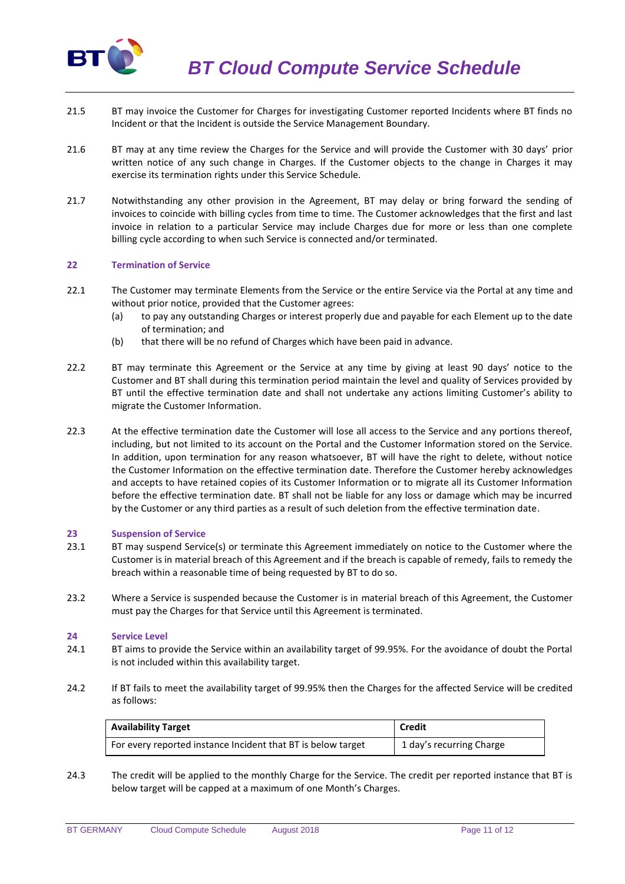21.5 BT may invoice the Customer for Charges for investigating Customer reported Incidents where BT finds no Incident or that the Incident is outside the Service Management Boundary.

21.6 BT may at any time review the Charges for the Service and will provide the Customer with 30 days' prior written notice of any such change in Charges. If the Customer objects to the change in Charges it may exercise its termination rights under this Service Schedule.

21.7 Notwithstanding any other provision in the Agreement, BT may delay or bring forward the sending of invoices to coincide with billing cycles from time to time. The Customer acknowledges that the first and last invoice in relation to a particular Service may include Charges due for more or less than one complete billing cycle according to when such Service is connected and/or terminated.

## 22 Termination of Service

22.1 The Customer may terminate Elements from the Service or the entire Service via the Portal at any time and without prior notice, provided that the Customer agrees:

(a) to pay any outstanding Charges or interest properly due and payable for each Element up to the date of termination; and

(b) that there will be no refund of Charges which have been paid in advance.

22.2 BT may terminate this Agreement or the Service at any time by giving at least 90 days' notice to the Customer and BT shall during this termination period maintain the level and quality of Services provided by BT until the effective termination date and shall not undertake any actions limiting Customer's ability to migrate the Customer Information.

22.3 At the effective termination date the Customer will lose all access to the Service and any portions thereof, including, but not limited to its account on the Portal and the Customer Information stored on the Service. In addition, upon termination for any reason whatsoever, BT will have the right to delete, without notice the Customer Information on the effective termination date. Therefore the Customer hereby acknowledges and accepts to have retained copies of its Customer Information or to migrate all its Customer Information before the effective termination date. BT shall not be liable for any loss or damage which may be incurred by the Customer or any third parties as a result of such deletion from the effective termination date.

## 23 Suspension of Service

23.1 BT may suspend Service(s) or terminate this Agreement immediately on notice to the Customer where the Customer is in material breach of this Agreement and if the breach is capable of remedy, fails to remedy the breach within a reasonable time of being requested by BT to do so.

23.2 Where a Service is suspended because the Customer is in material breach of this Agreement, the Customer must pay the Charges for that Service until this Agreement is terminated.

## 24 Service Level

24.1 BT aims to provide the Service within an availability target of 99.95%. For the avoidance of doubt the Portal is not included within this availability target.

24.2 If BT fails to meet the availability target of 99.95% then the Charges for the affected Service will be credited as follows:

| Availability Target | Credit |
|---|---|
| For every reported instance Incident that BT is below target | 1 day's recurring Charge |

24.3 The credit will be applied to the monthly Charge for the Service. The credit per reported instance that BT is below target will be capped at a maximum of one Month's Charges.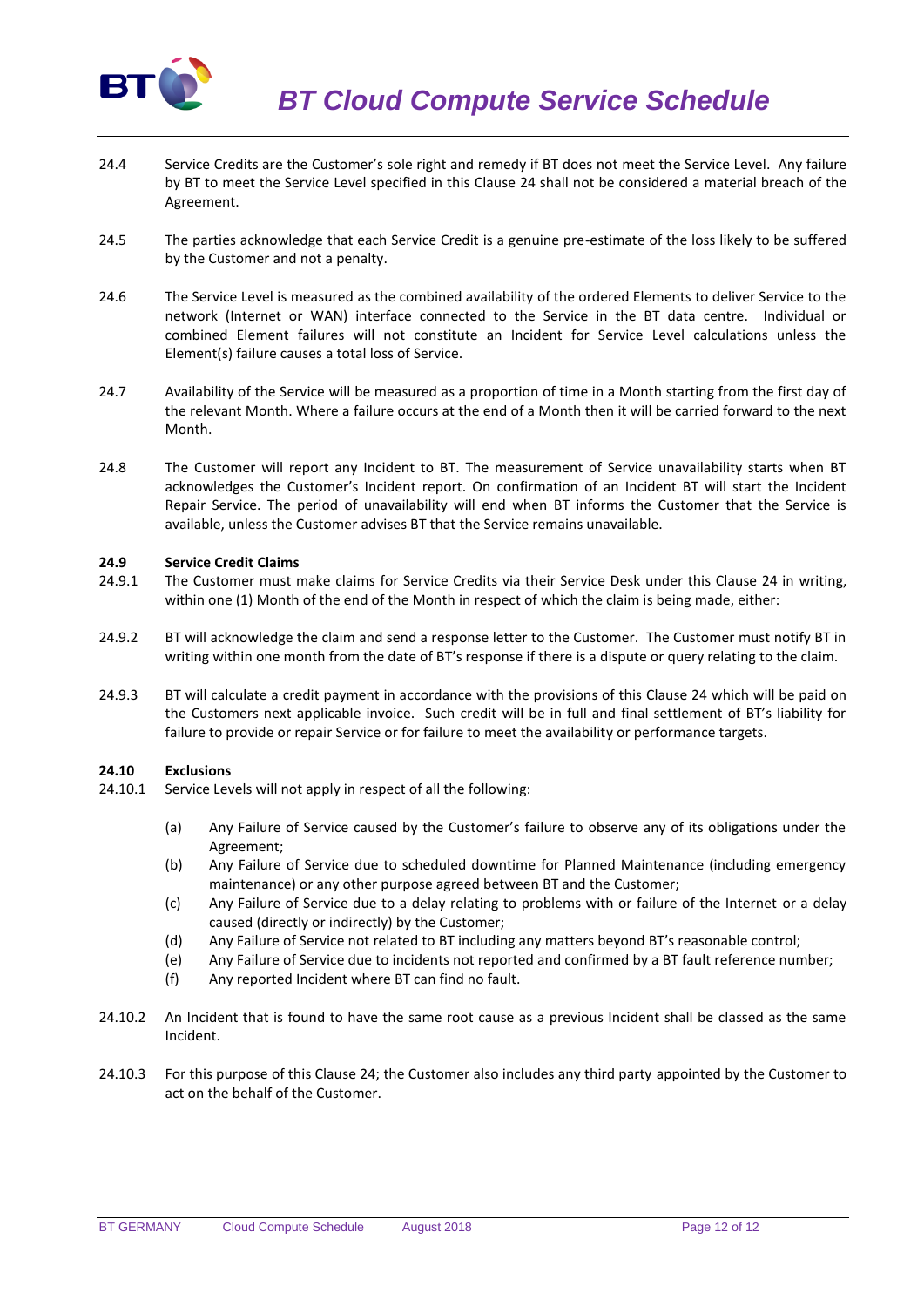24.4 Service Credits are the Customer's sole right and remedy if BT does not meet the Service Level. Any failure by BT to meet the Service Level specified in this Clause 24 shall not be considered a material breach of the Agreement.

24.5 The parties acknowledge that each Service Credit is a genuine pre-estimate of the loss likely to be suffered by the Customer and not a penalty.

24.6 The Service Level is measured as the combined availability of the ordered Elements to deliver Service to the network (Internet or WAN) interface connected to the Service in the BT data centre. Individual or combined Element failures will not constitute an Incident for Service Level calculations unless the Element(s) failure causes a total loss of Service.

24.7 Availability of the Service will be measured as a proportion of time in a Month starting from the first day of the relevant Month. Where a failure occurs at the end of a Month then it will be carried forward to the next Month.

24.8 The Customer will report any Incident to BT. The measurement of Service unavailability starts when BT acknowledges the Customer's Incident report. On confirmation of an Incident BT will start the Incident Repair Service. The period of unavailability will end when BT informs the Customer that the Service is available, unless the Customer advises BT that the Service remains unavailable.

**24.9 Service Credit Claims**

24.9.1 The Customer must make claims for Service Credits via their Service Desk under this Clause 24 in writing, within one (1) Month of the end of the Month in respect of which the claim is being made, either:

24.9.2 BT will acknowledge the claim and send a response letter to the Customer. The Customer must notify BT in writing within one month from the date of BT's response if there is a dispute or query relating to the claim.

24.9.3 BT will calculate a credit payment in accordance with the provisions of this Clause 24 which will be paid on the Customers next applicable invoice. Such credit will be in full and final settlement of BT's liability for failure to provide or repair Service or for failure to meet the availability or performance targets.

**24.10 Exclusions**

24.10.1 Service Levels will not apply in respect of all the following:

(a) Any Failure of Service caused by the Customer's failure to observe any of its obligations under the Agreement;
(b) Any Failure of Service due to scheduled downtime for Planned Maintenance (including emergency maintenance) or any other purpose agreed between BT and the Customer;
(c) Any Failure of Service due to a delay relating to problems with or failure of the Internet or a delay caused (directly or indirectly) by the Customer;
(d) Any Failure of Service not related to BT including any matters beyond BT's reasonable control;
(e) Any Failure of Service due to incidents not reported and confirmed by a BT fault reference number;
(f) Any reported Incident where BT can find no fault.

24.10.2 An Incident that is found to have the same root cause as a previous Incident shall be classed as the same Incident.

24.10.3 For this purpose of this Clause 24; the Customer also includes any third party appointed by the Customer to act on the behalf of the Customer.